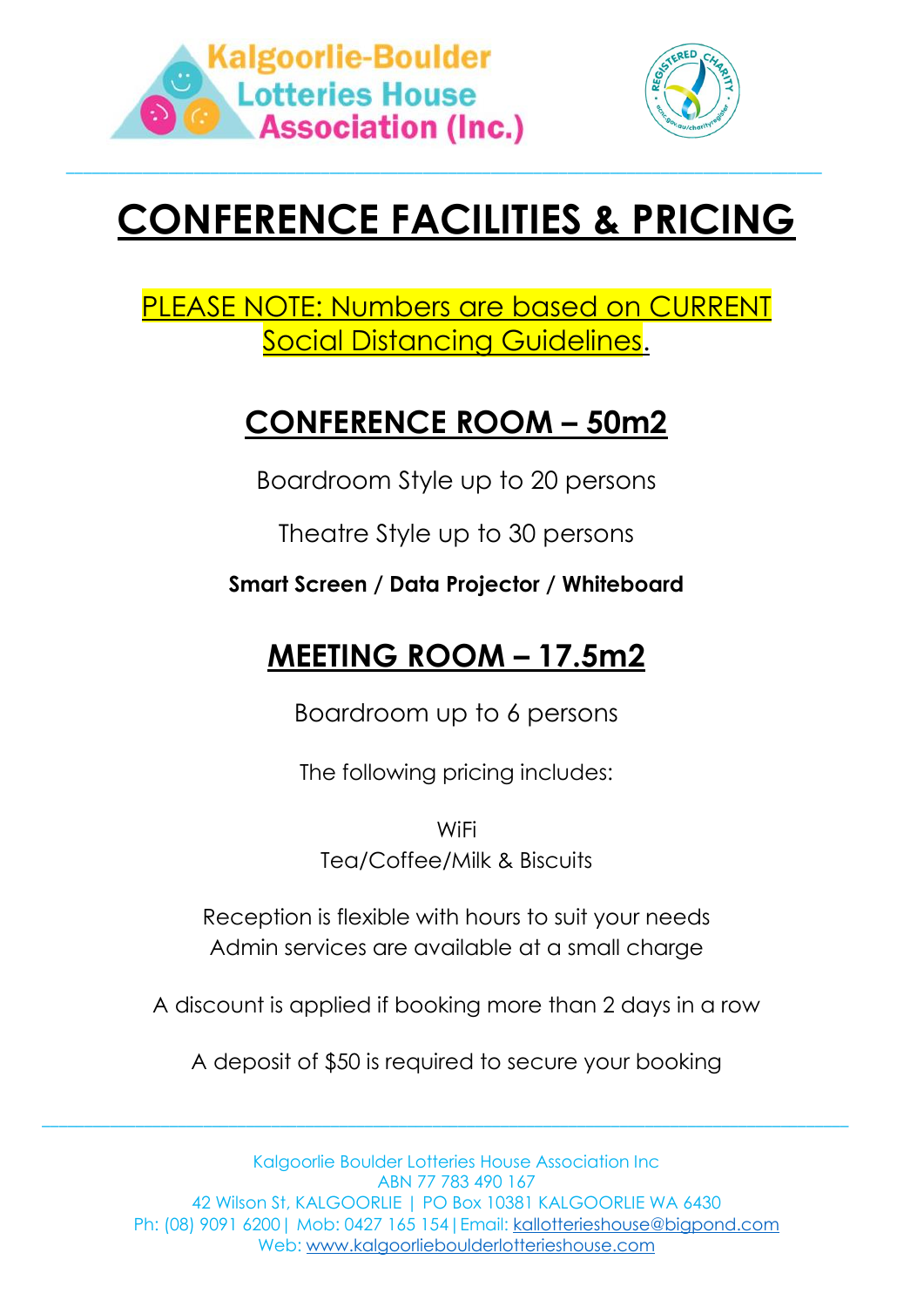Kalgoorlie-Boulder Lotteries House Association (Inc.)

# CONFERENCE FACILITIES & PRICING

PLEASE NOTE: Numbers are based on CURRENT Social Distancing Guidelines.

## CONFERENCE ROOM – 50m2

Boardroom Style up to 20 persons

Theatre Style up to 30 persons

**Smart Screen / Data Projector / Whiteboard**

## MEETING ROOM – 17.5m2

Boardroom up to 6 persons

The following pricing includes:

WiFi
Tea/Coffee/Milk & Biscuits

Reception is flexible with hours to suit your needs
Admin services are available at a small charge

A discount is applied if booking more than 2 days in a row

A deposit of $50 is required to secure your booking

Kalgoorlie Boulder Lotteries House Association Inc
ABN 77 783 490 167
42 Wilson St, KALGOORLIE | PO Box 10381 KALGOORLIE WA 6430
Ph: (08) 9091 6200 | Mob: 0427 165 154 | Email: kallotterieshouse@bigpond.com
Web: www.kalgoorlieboulderlotterieshouse.com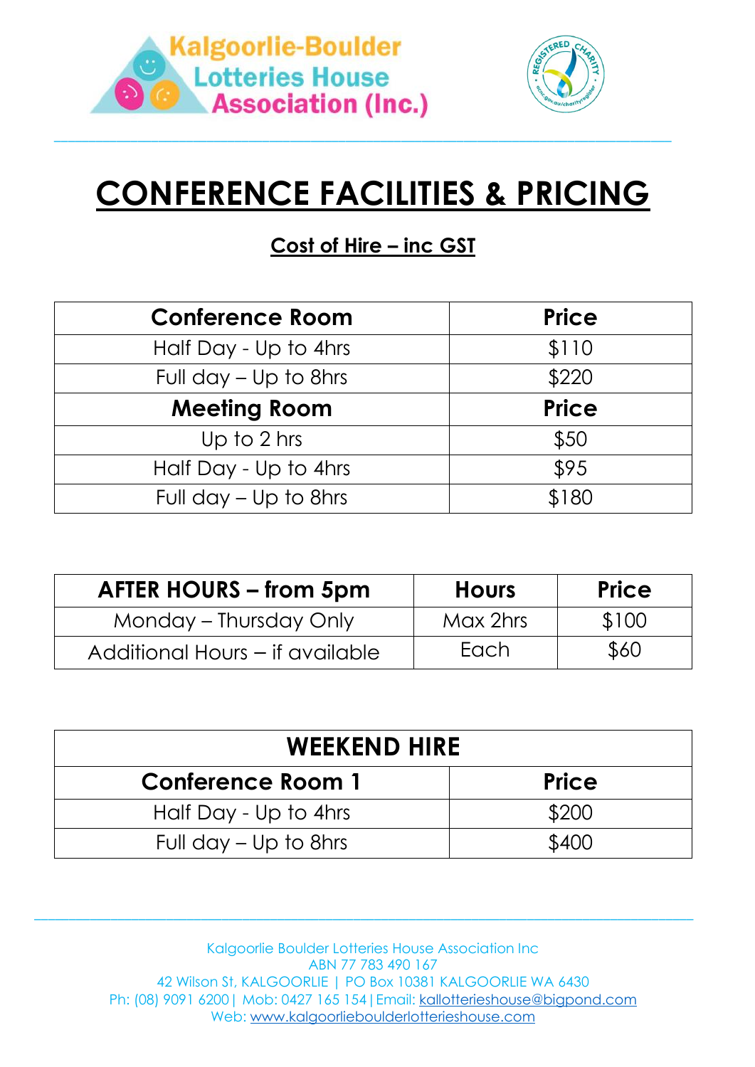Kalgoorlie-Boulder Lotteries House Association (Inc.)

# CONFERENCE FACILITIES & PRICING

## Cost of Hire – inc GST

| Conference Room | Price |
|---|---|
| Half Day - Up to 4hrs | $110 |
| Full day – Up to 8hrs | $220 |
| **Meeting Room** | **Price** |
| Up to 2 hrs | $50 |
| Half Day - Up to 4hrs | $95 |
| Full day – Up to 8hrs | $180 |

| AFTER HOURS – from 5pm | Hours | Price |
|---|---|---|
| Monday – Thursday Only | Max 2hrs | $100 |
| Additional Hours – if available | Each | $60 |

| WEEKEND HIRE | |
|---|---|
| **Conference Room 1** | **Price** |
| Half Day - Up to 4hrs | $200 |
| Full day – Up to 8hrs | $400 |

Kalgoorlie Boulder Lotteries House Association Inc
ABN 77 783 490 167
42 Wilson St, KALGOORLIE | PO Box 10381 KALGOORLIE WA 6430
Ph: (08) 9091 6200 | Mob: 0427 165 154 | Email: kallotterieshouse@bigpond.com
Web: www.kalgoorliebouldlerlotterieshouse.com